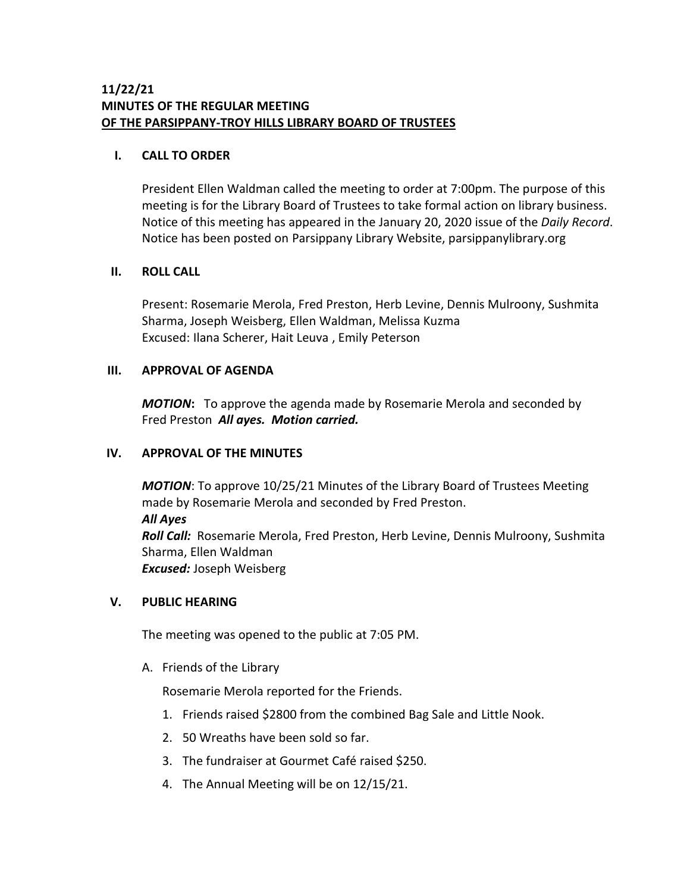**11/22/21**
**MINUTES OF THE REGULAR MEETING**
**OF THE PARSIPPANY-TROY HILLS LIBRARY BOARD OF TRUSTEES**

## I. CALL TO ORDER

President Ellen Waldman called the meeting to order at 7:00pm. The purpose of this meeting is for the Library Board of Trustees to take formal action on library business. Notice of this meeting has appeared in the January 20, 2020 issue of the *Daily Record*. Notice has been posted on Parsippany Library Website, parsippanylibrary.org

## II. ROLL CALL

Present: Rosemarie Merola, Fred Preston, Herb Levine, Dennis Mulroony, Sushmita Sharma, Joseph Weisberg, Ellen Waldman, Melissa Kuzma
Excused: Ilana Scherer, Hait Leuva , Emily Peterson

## III. APPROVAL OF AGENDA

***MOTION*:** To approve the agenda made by Rosemarie Merola and seconded by Fred Preston ***All ayes. Motion carried.***

## IV. APPROVAL OF THE MINUTES

***MOTION***: To approve 10/25/21 Minutes of the Library Board of Trustees Meeting made by Rosemarie Merola and seconded by Fred Preston.
***All Ayes***
***Roll Call:*** Rosemarie Merola, Fred Preston, Herb Levine, Dennis Mulroony, Sushmita Sharma, Ellen Waldman
***Excused:*** Joseph Weisberg

## V. PUBLIC HEARING

The meeting was opened to the public at 7:05 PM.

A. Friends of the Library

Rosemarie Merola reported for the Friends.

1. Friends raised $2800 from the combined Bag Sale and Little Nook.
2. 50 Wreaths have been sold so far.
3. The fundraiser at Gourmet Café raised $250.
4. The Annual Meeting will be on 12/15/21.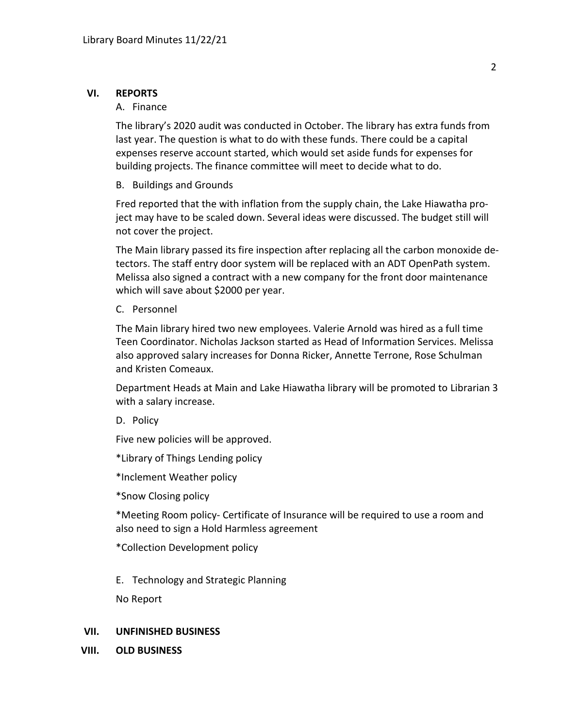## VI. REPORTS

### A. Finance

The library's 2020 audit was conducted in October. The library has extra funds from last year. The question is what to do with these funds. There could be a capital expenses reserve account started, which would set aside funds for expenses for building projects. The finance committee will meet to decide what to do.

### B. Buildings and Grounds

Fred reported that the with inflation from the supply chain, the Lake Hiawatha project may have to be scaled down. Several ideas were discussed. The budget still will not cover the project.

The Main library passed its fire inspection after replacing all the carbon monoxide detectors. The staff entry door system will be replaced with an ADT OpenPath system. Melissa also signed a contract with a new company for the front door maintenance which will save about $2000 per year.

### C. Personnel

The Main library hired two new employees. Valerie Arnold was hired as a full time Teen Coordinator. Nicholas Jackson started as Head of Information Services. Melissa also approved salary increases for Donna Ricker, Annette Terrone, Rose Schulman and Kristen Comeaux.

Department Heads at Main and Lake Hiawatha library will be promoted to Librarian 3 with a salary increase.

### D. Policy

Five new policies will be approved.

*Library of Things Lending policy

*Inclement Weather policy

*Snow Closing policy

*Meeting Room policy- Certificate of Insurance will be required to use a room and also need to sign a Hold Harmless agreement

*Collection Development policy

### E. Technology and Strategic Planning

No Report

## VII. UNFINISHED BUSINESS

## VIII. OLD BUSINESS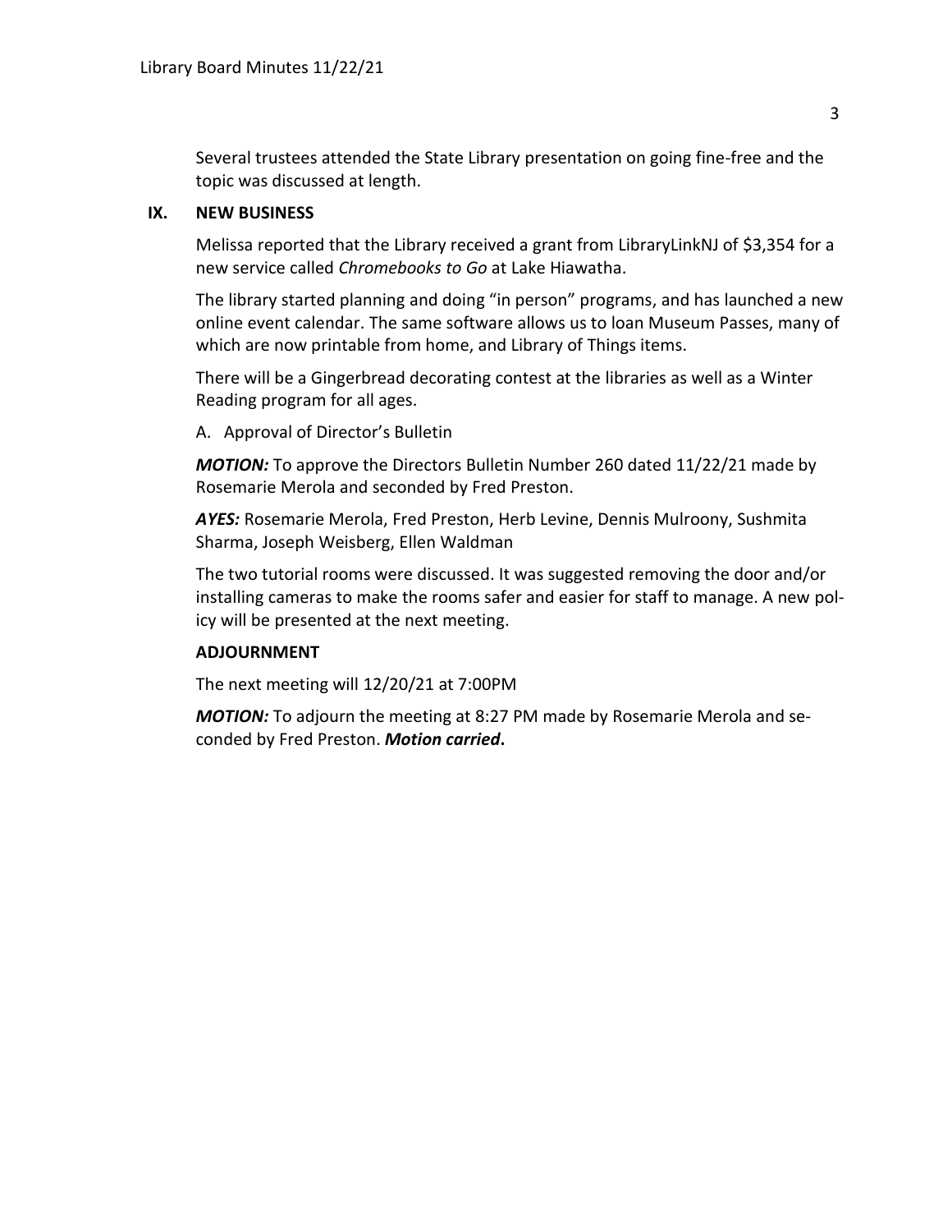Several trustees attended the State Library presentation on going fine-free and the topic was discussed at length.

## IX. NEW BUSINESS

Melissa reported that the Library received a grant from LibraryLinkNJ of $3,354 for a new service called *Chromebooks to Go* at Lake Hiawatha.

The library started planning and doing "in person" programs, and has launched a new online event calendar. The same software allows us to loan Museum Passes, many of which are now printable from home, and Library of Things items.

There will be a Gingerbread decorating contest at the libraries as well as a Winter Reading program for all ages.

A. Approval of Director's Bulletin

***MOTION:*** To approve the Directors Bulletin Number 260 dated 11/22/21 made by Rosemarie Merola and seconded by Fred Preston.

***AYES:*** Rosemarie Merola, Fred Preston, Herb Levine, Dennis Mulroony, Sushmita Sharma, Joseph Weisberg, Ellen Waldman

The two tutorial rooms were discussed. It was suggested removing the door and/or installing cameras to make the rooms safer and easier for staff to manage. A new policy will be presented at the next meeting.

## ADJOURNMENT

The next meeting will 12/20/21 at 7:00PM

***MOTION:*** To adjourn the meeting at 8:27 PM made by Rosemarie Merola and seconded by Fred Preston. ***Motion carried*.**